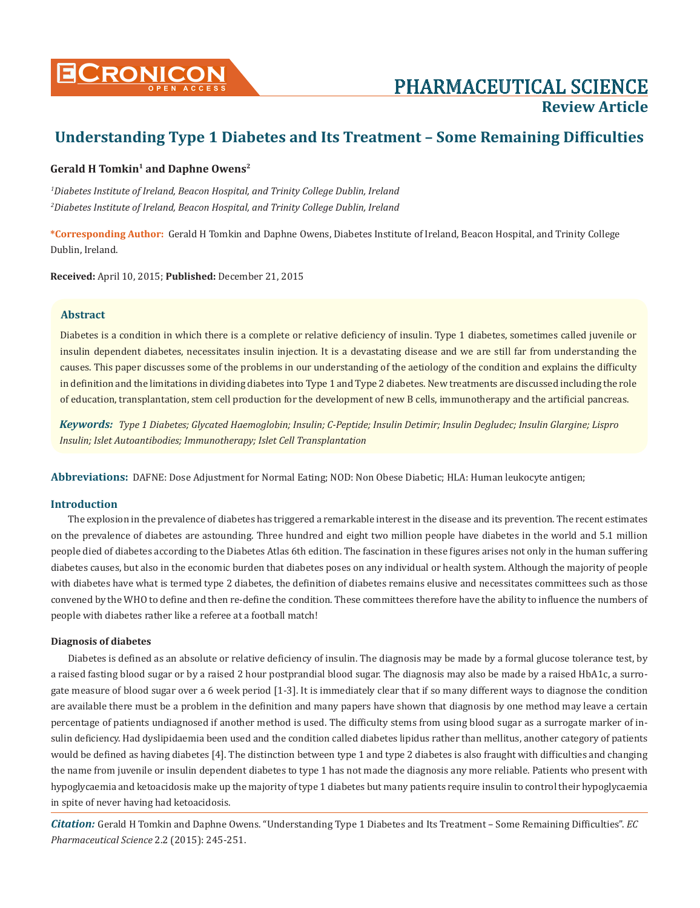# Understanding Type 1 Diabetes and Its Treatment – Some Remaining Difficulties

**Gerald H Tomkin[1] and Daphne Owens[2]**

*[1]Diabetes Institute of Ireland, Beacon Hospital, and Trinity College Dublin, Ireland*

*[2]Diabetes Institute of Ireland, Beacon Hospital, and Trinity College Dublin, Ireland*

**\*Corresponding Author:** Gerald H Tomkin and Daphne Owens, Diabetes Institute of Ireland, Beacon Hospital, and Trinity College Dublin, Ireland.

**Received:** April 10, 2015; **Published:** December 21, 2015

## Abstract

Diabetes is a condition in which there is a complete or relative deficiency of insulin. Type 1 diabetes, sometimes called juvenile or insulin dependent diabetes, necessitates insulin injection. It is a devastating disease and we are still far from understanding the causes. This paper discusses some of the problems in our understanding of the aetiology of the condition and explains the difficulty in definition and the limitations in dividing diabetes into Type 1 and Type 2 diabetes. New treatments are discussed including the role of education, transplantation, stem cell production for the development of new B cells, immunotherapy and the artificial pancreas.

***Keywords:*** *Type 1 Diabetes; Glycated Haemoglobin; Insulin; C-Peptide; Insulin Detimir; Insulin Degludec; Insulin Glargine; Lispro Insulin; Islet Autoantibodies; Immunotherapy; Islet Cell Transplantation*

**Abbreviations:** DAFNE: Dose Adjustment for Normal Eating; NOD: Non Obese Diabetic; HLA: Human leukocyte antigen;

## Introduction

The explosion in the prevalence of diabetes has triggered a remarkable interest in the disease and its prevention. The recent estimates on the prevalence of diabetes are astounding. Three hundred and eight two million people have diabetes in the world and 5.1 million people died of diabetes according to the Diabetes Atlas 6th edition. The fascination in these figures arises not only in the human suffering diabetes causes, but also in the economic burden that diabetes poses on any individual or health system. Although the majority of people with diabetes have what is termed type 2 diabetes, the definition of diabetes remains elusive and necessitates committees such as those convened by the WHO to define and then re-define the condition. These committees therefore have the ability to influence the numbers of people with diabetes rather like a referee at a football match!

### Diagnosis of diabetes

Diabetes is defined as an absolute or relative deficiency of insulin. The diagnosis may be made by a formal glucose tolerance test, by a raised fasting blood sugar or by a raised 2 hour postprandial blood sugar. The diagnosis may also be made by a raised HbA1c, a surrogate measure of blood sugar over a 6 week period [1-3]. It is immediately clear that if so many different ways to diagnose the condition are available there must be a problem in the definition and many papers have shown that diagnosis by one method may leave a certain percentage of patients undiagnosed if another method is used. The difficulty stems from using blood sugar as a surrogate marker of insulin deficiency. Had dyslipidaemia been used and the condition called diabetes lipidus rather than mellitus, another category of patients would be defined as having diabetes [4]. The distinction between type 1 and type 2 diabetes is also fraught with difficulties and changing the name from juvenile or insulin dependent diabetes to type 1 has not made the diagnosis any more reliable. Patients who present with hypoglycaemia and ketoacidosis make up the majority of type 1 diabetes but many patients require insulin to control their hypoglycaemia in spite of never having had ketoacidosis.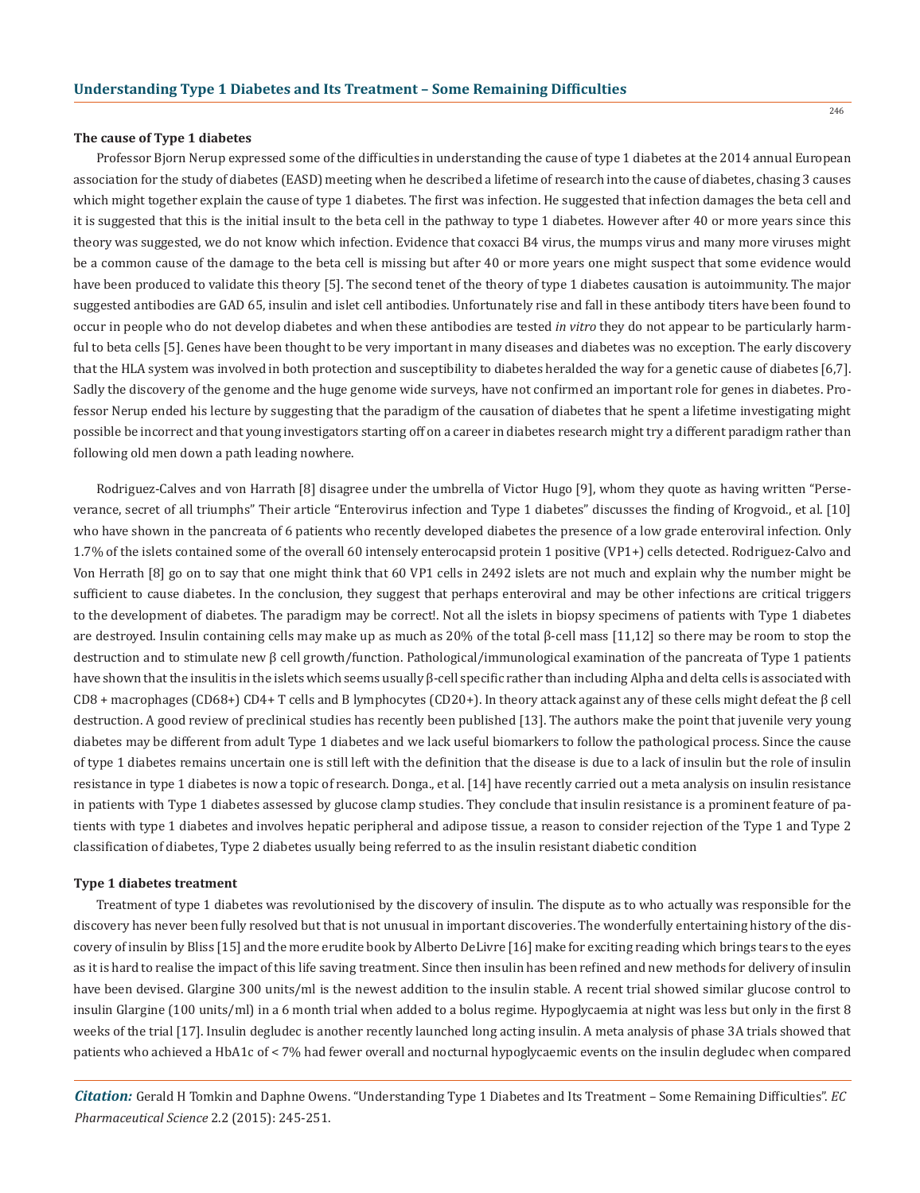### The cause of Type 1 diabetes

Professor Bjorn Nerup expressed some of the difficulties in understanding the cause of type 1 diabetes at the 2014 annual European association for the study of diabetes (EASD) meeting when he described a lifetime of research into the cause of diabetes, chasing 3 causes which might together explain the cause of type 1 diabetes. The first was infection. He suggested that infection damages the beta cell and it is suggested that this is the initial insult to the beta cell in the pathway to type 1 diabetes. However after 40 or more years since this theory was suggested, we do not know which infection. Evidence that coxacci B4 virus, the mumps virus and many more viruses might be a common cause of the damage to the beta cell is missing but after 40 or more years one might suspect that some evidence would have been produced to validate this theory [5]. The second tenet of the theory of type 1 diabetes causation is autoimmunity. The major suggested antibodies are GAD 65, insulin and islet cell antibodies. Unfortunately rise and fall in these antibody titers have been found to occur in people who do not develop diabetes and when these antibodies are tested *in vitro* they do not appear to be particularly harmful to beta cells [5]. Genes have been thought to be very important in many diseases and diabetes was no exception. The early discovery that the HLA system was involved in both protection and susceptibility to diabetes heralded the way for a genetic cause of diabetes [6,7]. Sadly the discovery of the genome and the huge genome wide surveys, have not confirmed an important role for genes in diabetes. Professor Nerup ended his lecture by suggesting that the paradigm of the causation of diabetes that he spent a lifetime investigating might possible be incorrect and that young investigators starting off on a career in diabetes research might try a different paradigm rather than following old men down a path leading nowhere.

Rodriguez-Calves and von Harrath [8] disagree under the umbrella of Victor Hugo [9], whom they quote as having written "Perseverance, secret of all triumphs" Their article "Enterovirus infection and Type 1 diabetes" discusses the finding of Krogvoid., et al. [10] who have shown in the pancreata of 6 patients who recently developed diabetes the presence of a low grade enteroviral infection. Only 1.7% of the islets contained some of the overall 60 intensely enterocapsid protein 1 positive (VP1+) cells detected. Rodriguez-Calvo and Von Herrath [8] go on to say that one might think that 60 VP1 cells in 2492 islets are not much and explain why the number might be sufficient to cause diabetes. In the conclusion, they suggest that perhaps enteroviral and may be other infections are critical triggers to the development of diabetes. The paradigm may be correct!. Not all the islets in biopsy specimens of patients with Type 1 diabetes are destroyed. Insulin containing cells may make up as much as 20% of the total β-cell mass [11,12] so there may be room to stop the destruction and to stimulate new β cell growth/function. Pathological/immunological examination of the pancreata of Type 1 patients have shown that the insulitis in the islets which seems usually β-cell specific rather than including Alpha and delta cells is associated with CD8 + macrophages (CD68+) CD4+ T cells and B lymphocytes (CD20+). In theory attack against any of these cells might defeat the β cell destruction. A good review of preclinical studies has recently been published [13]. The authors make the point that juvenile very young diabetes may be different from adult Type 1 diabetes and we lack useful biomarkers to follow the pathological process. Since the cause of type 1 diabetes remains uncertain one is still left with the definition that the disease is due to a lack of insulin but the role of insulin resistance in type 1 diabetes is now a topic of research. Donga., et al. [14] have recently carried out a meta analysis on insulin resistance in patients with Type 1 diabetes assessed by glucose clamp studies. They conclude that insulin resistance is a prominent feature of patients with type 1 diabetes and involves hepatic peripheral and adipose tissue, a reason to consider rejection of the Type 1 and Type 2 classification of diabetes, Type 2 diabetes usually being referred to as the insulin resistant diabetic condition

### Type 1 diabetes treatment

Treatment of type 1 diabetes was revolutionised by the discovery of insulin. The dispute as to who actually was responsible for the discovery has never been fully resolved but that is not unusual in important discoveries. The wonderfully entertaining history of the discovery of insulin by Bliss [15] and the more erudite book by Alberto DeLivre [16] make for exciting reading which brings tears to the eyes as it is hard to realise the impact of this life saving treatment. Since then insulin has been refined and new methods for delivery of insulin have been devised. Glargine 300 units/ml is the newest addition to the insulin stable. A recent trial showed similar glucose control to insulin Glargine (100 units/ml) in a 6 month trial when added to a bolus regime. Hypoglycaemia at night was less but only in the first 8 weeks of the trial [17]. Insulin degludec is another recently launched long acting insulin. A meta analysis of phase 3A trials showed that patients who achieved a HbA1c of < 7% had fewer overall and nocturnal hypoglycaemic events on the insulin degludec when compared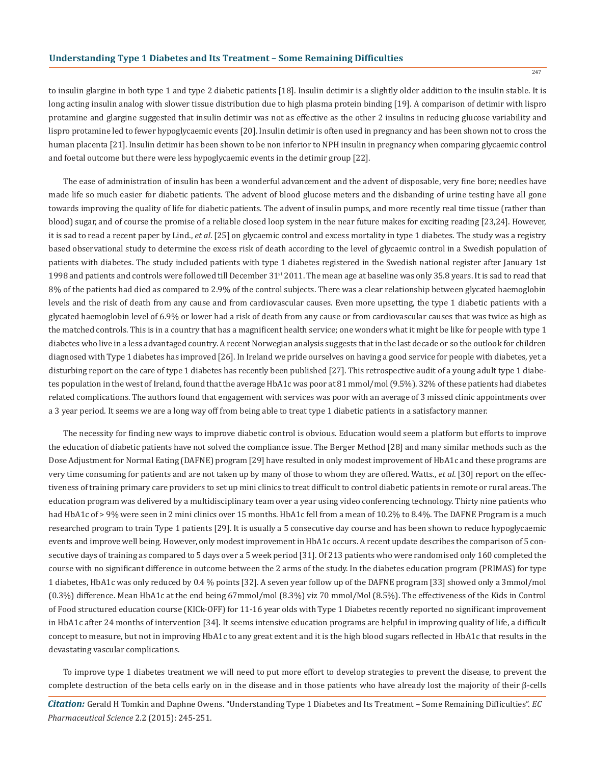to insulin glargine in both type 1 and type 2 diabetic patients [18]. Insulin detimir is a slightly older addition to the insulin stable. It is long acting insulin analog with slower tissue distribution due to high plasma protein binding [19]. A comparison of detimir with lispro protamine and glargine suggested that insulin detimir was not as effective as the other 2 insulins in reducing glucose variability and lispro protamine led to fewer hypoglycaemic events [20]. Insulin detimir is often used in pregnancy and has been shown not to cross the human placenta [21]. Insulin detimir has been shown to be non inferior to NPH insulin in pregnancy when comparing glycaemic control and foetal outcome but there were less hypoglycaemic events in the detimir group [22].

The ease of administration of insulin has been a wonderful advancement and the advent of disposable, very fine bore; needles have made life so much easier for diabetic patients. The advent of blood glucose meters and the disbanding of urine testing have all gone towards improving the quality of life for diabetic patients. The advent of insulin pumps, and more recently real time tissue (rather than blood) sugar, and of course the promise of a reliable closed loop system in the near future makes for exciting reading [23,24]. However, it is sad to read a recent paper by Lind., *et al*. [25] on glycaemic control and excess mortality in type 1 diabetes. The study was a registry based observational study to determine the excess risk of death according to the level of glycaemic control in a Swedish population of patients with diabetes. The study included patients with type 1 diabetes registered in the Swedish national register after January 1st 1998 and patients and controls were followed till December 31st 2011. The mean age at baseline was only 35.8 years. It is sad to read that 8% of the patients had died as compared to 2.9% of the control subjects. There was a clear relationship between glycated haemoglobin levels and the risk of death from any cause and from cardiovascular causes. Even more upsetting, the type 1 diabetic patients with a glycated haemoglobin level of 6.9% or lower had a risk of death from any cause or from cardiovascular causes that was twice as high as the matched controls. This is in a country that has a magnificent health service; one wonders what it might be like for people with type 1 diabetes who live in a less advantaged country. A recent Norwegian analysis suggests that in the last decade or so the outlook for children diagnosed with Type 1 diabetes has improved [26]. In Ireland we pride ourselves on having a good service for people with diabetes, yet a disturbing report on the care of type 1 diabetes has recently been published [27]. This retrospective audit of a young adult type 1 diabetes population in the west of Ireland, found that the average HbA1c was poor at 81 mmol/mol (9.5%). 32% of these patients had diabetes related complications. The authors found that engagement with services was poor with an average of 3 missed clinic appointments over a 3 year period. It seems we are a long way off from being able to treat type 1 diabetic patients in a satisfactory manner.

The necessity for finding new ways to improve diabetic control is obvious. Education would seem a platform but efforts to improve the education of diabetic patients have not solved the compliance issue. The Berger Method [28] and many similar methods such as the Dose Adjustment for Normal Eating (DAFNE) program [29] have resulted in only modest improvement of HbA1c and these programs are very time consuming for patients and are not taken up by many of those to whom they are offered. Watts., *et al*. [30] report on the effectiveness of training primary care providers to set up mini clinics to treat difficult to control diabetic patients in remote or rural areas. The education program was delivered by a multidisciplinary team over a year using video conferencing technology. Thirty nine patients who had HbA1c of > 9% were seen in 2 mini clinics over 15 months. HbA1c fell from a mean of 10.2% to 8.4%. The DAFNE Program is a much researched program to train Type 1 patients [29]. It is usually a 5 consecutive day course and has been shown to reduce hypoglycaemic events and improve well being. However, only modest improvement in HbA1c occurs. A recent update describes the comparison of 5 consecutive days of training as compared to 5 days over a 5 week period [31]. Of 213 patients who were randomised only 160 completed the course with no significant difference in outcome between the 2 arms of the study. In the diabetes education program (PRIMAS) for type 1 diabetes, HbA1c was only reduced by 0.4 % points [32]. A seven year follow up of the DAFNE program [33] showed only a 3mmol/mol (0.3%) difference. Mean HbA1c at the end being 67mmol/mol (8.3%) viz 70 mmol/Mol (8.5%). The effectiveness of the Kids in Control of Food structured education course (KICk-OFF) for 11-16 year olds with Type 1 Diabetes recently reported no significant improvement in HbA1c after 24 months of intervention [34]. It seems intensive education programs are helpful in improving quality of life, a difficult concept to measure, but not in improving HbA1c to any great extent and it is the high blood sugars reflected in HbA1c that results in the devastating vascular complications.

To improve type 1 diabetes treatment we will need to put more effort to develop strategies to prevent the disease, to prevent the complete destruction of the beta cells early on in the disease and in those patients who have already lost the majority of their β-cells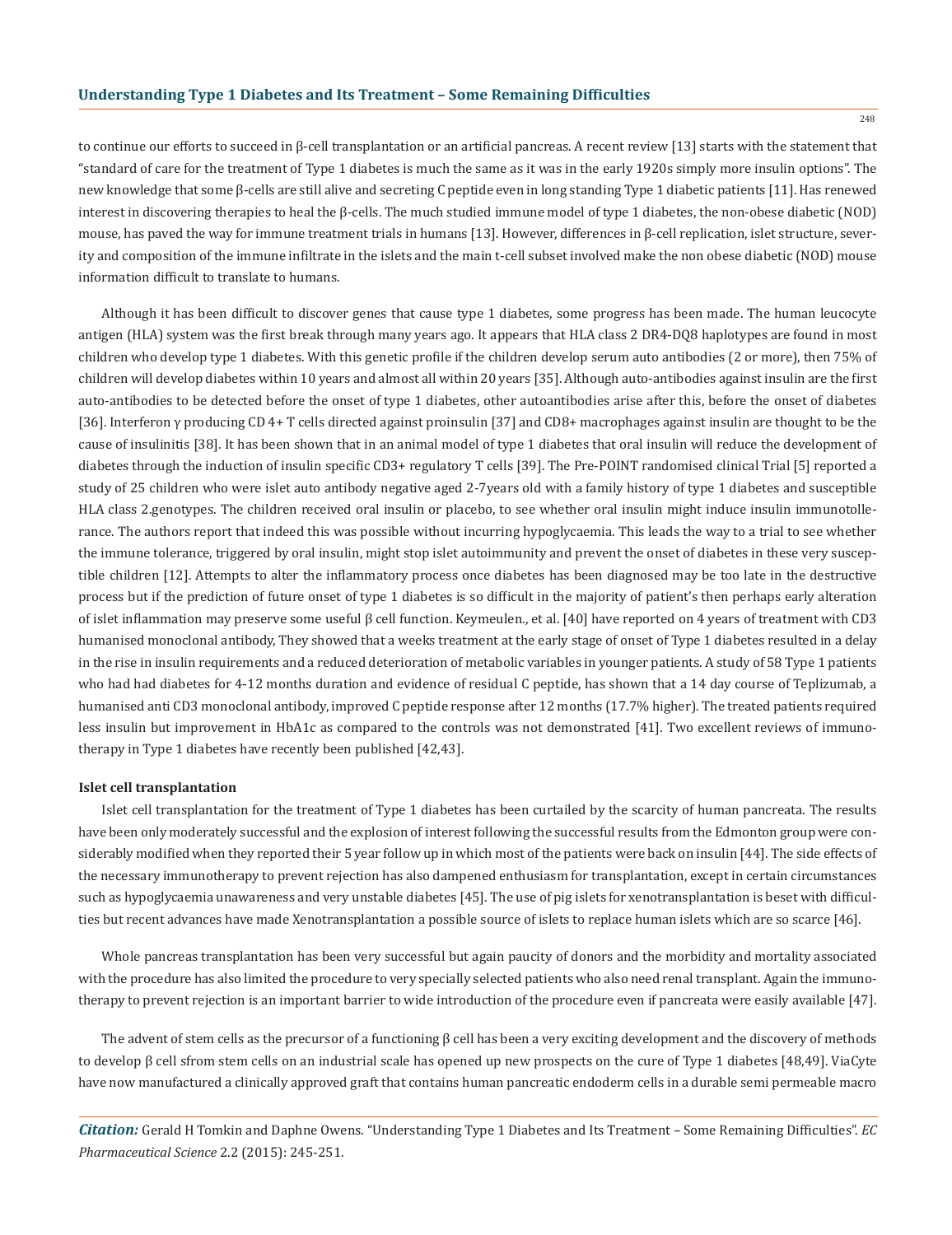to continue our efforts to succeed in β-cell transplantation or an artificial pancreas. A recent review [13] starts with the statement that "standard of care for the treatment of Type 1 diabetes is much the same as it was in the early 1920s simply more insulin options". The new knowledge that some β-cells are still alive and secreting C peptide even in long standing Type 1 diabetic patients [11]. Has renewed interest in discovering therapies to heal the β-cells. The much studied immune model of type 1 diabetes, the non-obese diabetic (NOD) mouse, has paved the way for immune treatment trials in humans [13]. However, differences in β-cell replication, islet structure, severity and composition of the immune infiltrate in the islets and the main t-cell subset involved make the non obese diabetic (NOD) mouse information difficult to translate to humans.

Although it has been difficult to discover genes that cause type 1 diabetes, some progress has been made. The human leucocyte antigen (HLA) system was the first break through many years ago. It appears that HLA class 2 DR4-DQ8 haplotypes are found in most children who develop type 1 diabetes. With this genetic profile if the children develop serum auto antibodies (2 or more), then 75% of children will develop diabetes within 10 years and almost all within 20 years [35]. Although auto-antibodies against insulin are the first auto-antibodies to be detected before the onset of type 1 diabetes, other autoantibodies arise after this, before the onset of diabetes [36]. Interferon γ producing CD 4+ T cells directed against proinsulin [37] and CD8+ macrophages against insulin are thought to be the cause of insulinitis [38]. It has been shown that in an animal model of type 1 diabetes that oral insulin will reduce the development of diabetes through the induction of insulin specific CD3+ regulatory T cells [39]. The Pre-POINT randomised clinical Trial [5] reported a study of 25 children who were islet auto antibody negative aged 2-7years old with a family history of type 1 diabetes and susceptible HLA class 2.genotypes. The children received oral insulin or placebo, to see whether oral insulin might induce insulin immunotollerance. The authors report that indeed this was possible without incurring hypoglycaemia. This leads the way to a trial to see whether the immune tolerance, triggered by oral insulin, might stop islet autoimmunity and prevent the onset of diabetes in these very susceptible children [12]. Attempts to alter the inflammatory process once diabetes has been diagnosed may be too late in the destructive process but if the prediction of future onset of type 1 diabetes is so difficult in the majority of patient's then perhaps early alteration of islet inflammation may preserve some useful β cell function. Keymeulen., et al. [40] have reported on 4 years of treatment with CD3 humanised monoclonal antibody, They showed that a weeks treatment at the early stage of onset of Type 1 diabetes resulted in a delay in the rise in insulin requirements and a reduced deterioration of metabolic variables in younger patients. A study of 58 Type 1 patients who had had diabetes for 4-12 months duration and evidence of residual C peptide, has shown that a 14 day course of Teplizumab, a humanised anti CD3 monoclonal antibody, improved C peptide response after 12 months (17.7% higher). The treated patients required less insulin but improvement in HbA1c as compared to the controls was not demonstrated [41]. Two excellent reviews of immunotherapy in Type 1 diabetes have recently been published [42,43].

**Islet cell transplantation**

Islet cell transplantation for the treatment of Type 1 diabetes has been curtailed by the scarcity of human pancreata. The results have been only moderately successful and the explosion of interest following the successful results from the Edmonton group were considerably modified when they reported their 5 year follow up in which most of the patients were back on insulin [44]. The side effects of the necessary immunotherapy to prevent rejection has also dampened enthusiasm for transplantation, except in certain circumstances such as hypoglycaemia unawareness and very unstable diabetes [45]. The use of pig islets for xenotransplantation is beset with difficulties but recent advances have made Xenotransplantation a possible source of islets to replace human islets which are so scarce [46].

Whole pancreas transplantation has been very successful but again paucity of donors and the morbidity and mortality associated with the procedure has also limited the procedure to very specially selected patients who also need renal transplant. Again the immunotherapy to prevent rejection is an important barrier to wide introduction of the procedure even if pancreata were easily available [47].

The advent of stem cells as the precursor of a functioning β cell has been a very exciting development and the discovery of methods to develop β cell sfrom stem cells on an industrial scale has opened up new prospects on the cure of Type 1 diabetes [48,49]. ViaCyte have now manufactured a clinically approved graft that contains human pancreatic endoderm cells in a durable semi permeable macro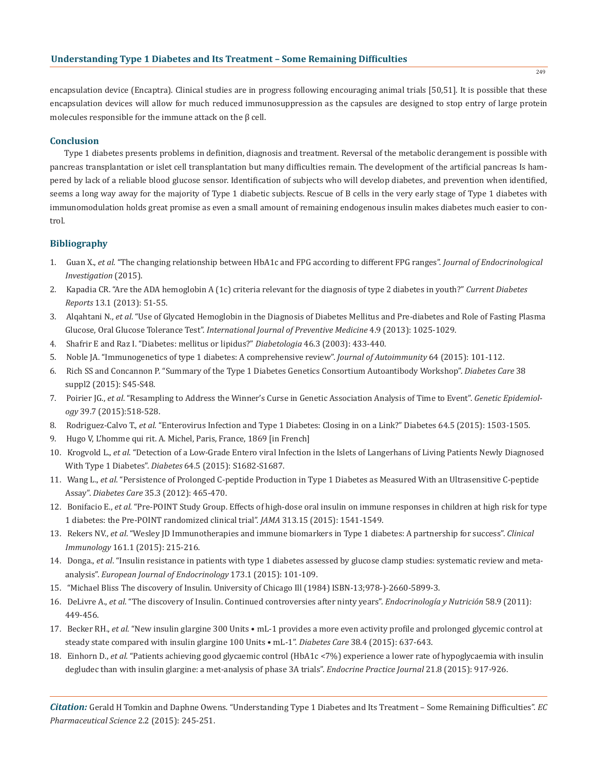encapsulation device (Encaptra). Clinical studies are in progress following encouraging animal trials [50,51]. It is possible that these encapsulation devices will allow for much reduced immunosuppression as the capsules are designed to stop entry of large protein molecules responsible for the immune attack on the β cell.

## Conclusion

Type 1 diabetes presents problems in definition, diagnosis and treatment. Reversal of the metabolic derangement is possible with pancreas transplantation or islet cell transplantation but many difficulties remain. The development of the artificial pancreas Is hampered by lack of a reliable blood glucose sensor. Identification of subjects who will develop diabetes, and prevention when identified, seems a long way away for the majority of Type 1 diabetic subjects. Rescue of B cells in the very early stage of Type 1 diabetes with immunomodulation holds great promise as even a small amount of remaining endogenous insulin makes diabetes much easier to control.

## Bibliography

1. Guan X., *et al*. "The changing relationship between HbA1c and FPG according to different FPG ranges". *Journal of Endocrinological Investigation* (2015).
2. Kapadia CR. "Are the ADA hemoglobin A (1c) criteria relevant for the diagnosis of type 2 diabetes in youth?" *Current Diabetes Reports* 13.1 (2013): 51-55.
3. Alqahtani N., *et al*. "Use of Glycated Hemoglobin in the Diagnosis of Diabetes Mellitus and Pre-diabetes and Role of Fasting Plasma Glucose, Oral Glucose Tolerance Test". *International Journal of Preventive Medicine* 4.9 (2013): 1025-1029.
4. Shafrir E and Raz I. "Diabetes: mellitus or lipidus?" *Diabetologia* 46.3 (2003): 433-440.
5. Noble JA. "Immunogenetics of type 1 diabetes: A comprehensive review". *Journal of Autoimmunity* 64 (2015): 101-112.
6. Rich SS and Concannon P. "Summary of the Type 1 Diabetes Genetics Consortium Autoantibody Workshop". *Diabetes Care* 38 suppl2 (2015): S45-S48.
7. Poirier JG., *et al*. "Resampling to Address the Winner's Curse in Genetic Association Analysis of Time to Event". *Genetic Epidemiology* 39.7 (2015):518-528.
8. Rodriguez-Calvo T., *et al*. "Enterovirus Infection and Type 1 Diabetes: Closing in on a Link?" Diabetes 64.5 (2015): 1503-1505.
9. Hugo V, L'homme qui rit. A. Michel, Paris, France, 1869 [in French]
10. Krogvold L., *et al*. "Detection of a Low-Grade Entero viral Infection in the Islets of Langerhans of Living Patients Newly Diagnosed With Type 1 Diabetes". *Diabetes* 64.5 (2015): S1682-S1687.
11. Wang L., *et al*. "Persistence of Prolonged C-peptide Production in Type 1 Diabetes as Measured With an Ultrasensitive C-peptide Assay". *Diabetes Care* 35.3 (2012): 465-470.
12. Bonifacio E., *et al.* "Pre-POINT Study Group. Effects of high-dose oral insulin on immune responses in children at high risk for type 1 diabetes: the Pre-POINT randomized clinical trial". *JAMA* 313.15 (2015): 1541-1549.
13. Rekers NV., *et al*. "Wesley JD Immunotherapies and immune biomarkers in Type 1 diabetes: A partnership for success". *Clinical Immunology* 161.1 (2015): 215-216.
14. Donga., *et al*. "Insulin resistance in patients with type 1 diabetes assessed by glucose clamp studies: systematic review and meta-analysis". *European Journal of Endocrinology* 173.1 (2015): 101-109.
15. "Michael Bliss The discovery of Insulin. University of Chicago Ill (1984) ISBN-13;978-)-2660-5899-3.
16. DeLivre A., *et al*. "The discovery of Insulin. Continued controversies after ninty years". *Endocrinología y Nutrición* 58.9 (2011): 449-456.
17. Becker RH., *et al*. "New insulin glargine 300 Units • mL-1 provides a more even activity profile and prolonged glycemic control at steady state compared with insulin glargine 100 Units • mL-1". *Diabetes Care* 38.4 (2015): 637-643.
18. Einhorn D., *et al.* "Patients achieving good glycaemic control (HbA1c <7%) experience a lower rate of hypoglycaemia with insulin degludec than with insulin glargine: a met-analysis of phase 3A trials". *Endocrine Practice Journal* 21.8 (2015): 917-926.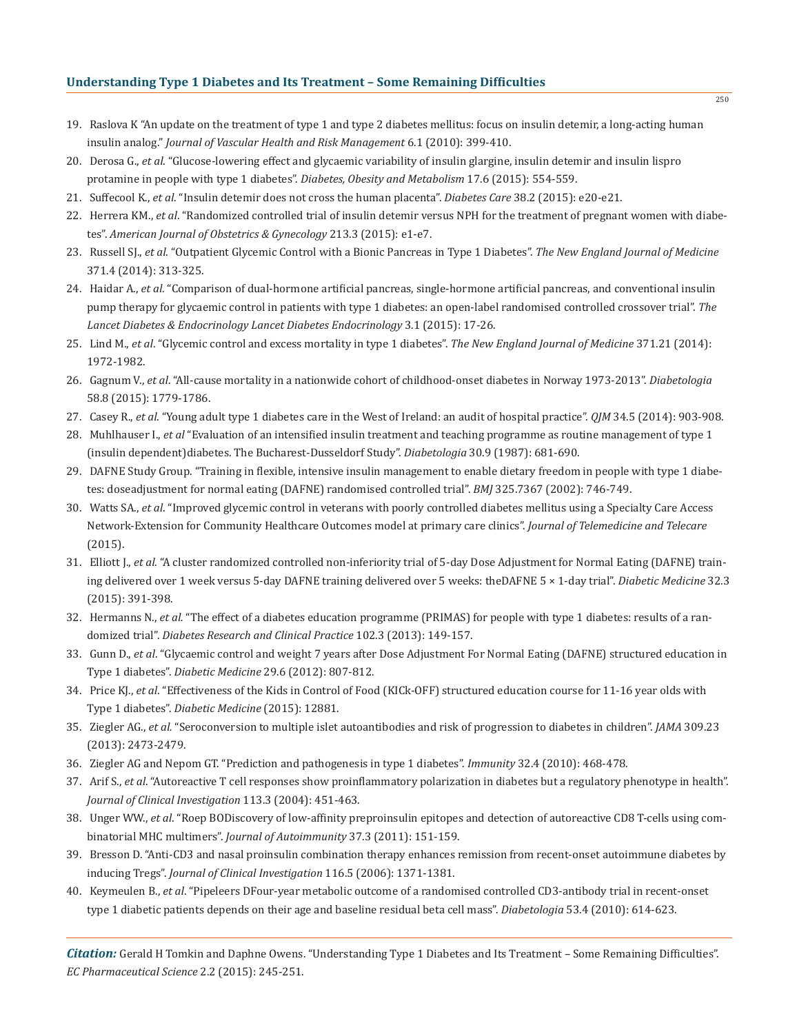19. Raslova K "An update on the treatment of type 1 and type 2 diabetes mellitus: focus on insulin detemir, a long-acting human insulin analog." *Journal of Vascular Health and Risk Management* 6.1 (2010): 399-410.
20. Derosa G., *et al*. "Glucose-lowering effect and glycaemic variability of insulin glargine, insulin detemir and insulin lispro protamine in people with type 1 diabetes". *Diabetes, Obesity and Metabolism* 17.6 (2015): 554-559.
21. Suffecool K., *et al*. "Insulin detemir does not cross the human placenta". *Diabetes Care* 38.2 (2015): e20-e21.
22. Herrera KM., *et al*. "Randomized controlled trial of insulin detemir versus NPH for the treatment of pregnant women with diabetes". *American Journal of Obstetrics & Gynecology* 213.3 (2015): e1-e7.
23. Russell SJ., *et al*. "Outpatient Glycemic Control with a Bionic Pancreas in Type 1 Diabetes". *The New England Journal of Medicine* 371.4 (2014): 313-325.
24. Haidar A., *et al*. "Comparison of dual-hormone artificial pancreas, single-hormone artificial pancreas, and conventional insulin pump therapy for glycaemic control in patients with type 1 diabetes: an open-label randomised controlled crossover trial". *The Lancet Diabetes & Endocrinology Lancet Diabetes Endocrinology* 3.1 (2015): 17-26.
25. Lind M., *et al*. "Glycemic control and excess mortality in type 1 diabetes". *The New England Journal of Medicine* 371.21 (2014): 1972-1982.
26. Gagnum V., *et al*. "All-cause mortality in a nationwide cohort of childhood-onset diabetes in Norway 1973-2013". *Diabetologia* 58.8 (2015): 1779-1786.
27. Casey R., *et al*. "Young adult type 1 diabetes care in the West of Ireland: an audit of hospital practice". *QJM* 34.5 (2014): 903-908.
28. Muhlhauser I., *et al* "Evaluation of an intensified insulin treatment and teaching programme as routine management of type 1 (insulin dependent)diabetes. The Bucharest-Dusseldorf Study". *Diabetologia* 30.9 (1987): 681-690.
29. DAFNE Study Group. "Training in flexible, intensive insulin management to enable dietary freedom in people with type 1 diabetes: doseadjustment for normal eating (DAFNE) randomised controlled trial". *BMJ* 325.7367 (2002): 746-749.
30. Watts SA., *et al*. "Improved glycemic control in veterans with poorly controlled diabetes mellitus using a Specialty Care Access Network-Extension for Community Healthcare Outcomes model at primary care clinics". *Journal of Telemedicine and Telecare* (2015).
31. Elliott J., *et al*. "A cluster randomized controlled non-inferiority trial of 5-day Dose Adjustment for Normal Eating (DAFNE) training delivered over 1 week versus 5-day DAFNE training delivered over 5 weeks: theDAFNE 5 × 1-day trial". *Diabetic Medicine* 32.3 (2015): 391-398.
32. Hermanns N., *et al*. "The effect of a diabetes education programme (PRIMAS) for people with type 1 diabetes: results of a randomized trial". *Diabetes Research and Clinical Practice* 102.3 (2013): 149-157.
33. Gunn D., *et al*. "Glycaemic control and weight 7 years after Dose Adjustment For Normal Eating (DAFNE) structured education in Type 1 diabetes". *Diabetic Medicine* 29.6 (2012): 807-812.
34. Price KJ., *et al*. "Effectiveness of the Kids in Control of Food (KICk-OFF) structured education course for 11-16 year olds with Type 1 diabetes". *Diabetic Medicine* (2015): 12881.
35. Ziegler AG., *et al*. "Seroconversion to multiple islet autoantibodies and risk of progression to diabetes in children". *JAMA* 309.23 (2013): 2473-2479.
36. Ziegler AG and Nepom GT. "Prediction and pathogenesis in type 1 diabetes". *Immunity* 32.4 (2010): 468-478.
37. Arif S., *et al*. "Autoreactive T cell responses show proinflammatory polarization in diabetes but a regulatory phenotype in health". *Journal of Clinical Investigation* 113.3 (2004): 451-463.
38. Unger WW., *et al*. "Roep BODiscovery of low-affinity preproinsulin epitopes and detection of autoreactive CD8 T-cells using combinatorial MHC multimers". *Journal of Autoimmunity* 37.3 (2011): 151-159.
39. Bresson D. "Anti-CD3 and nasal proinsulin combination therapy enhances remission from recent-onset autoimmune diabetes by inducing Tregs". *Journal of Clinical Investigation* 116.5 (2006): 1371-1381.
40. Keymeulen B., *et al*. "Pipeleers DFour-year metabolic outcome of a randomised controlled CD3-antibody trial in recent-onset type 1 diabetic patients depends on their age and baseline residual beta cell mass". *Diabetologia* 53.4 (2010): 614-623.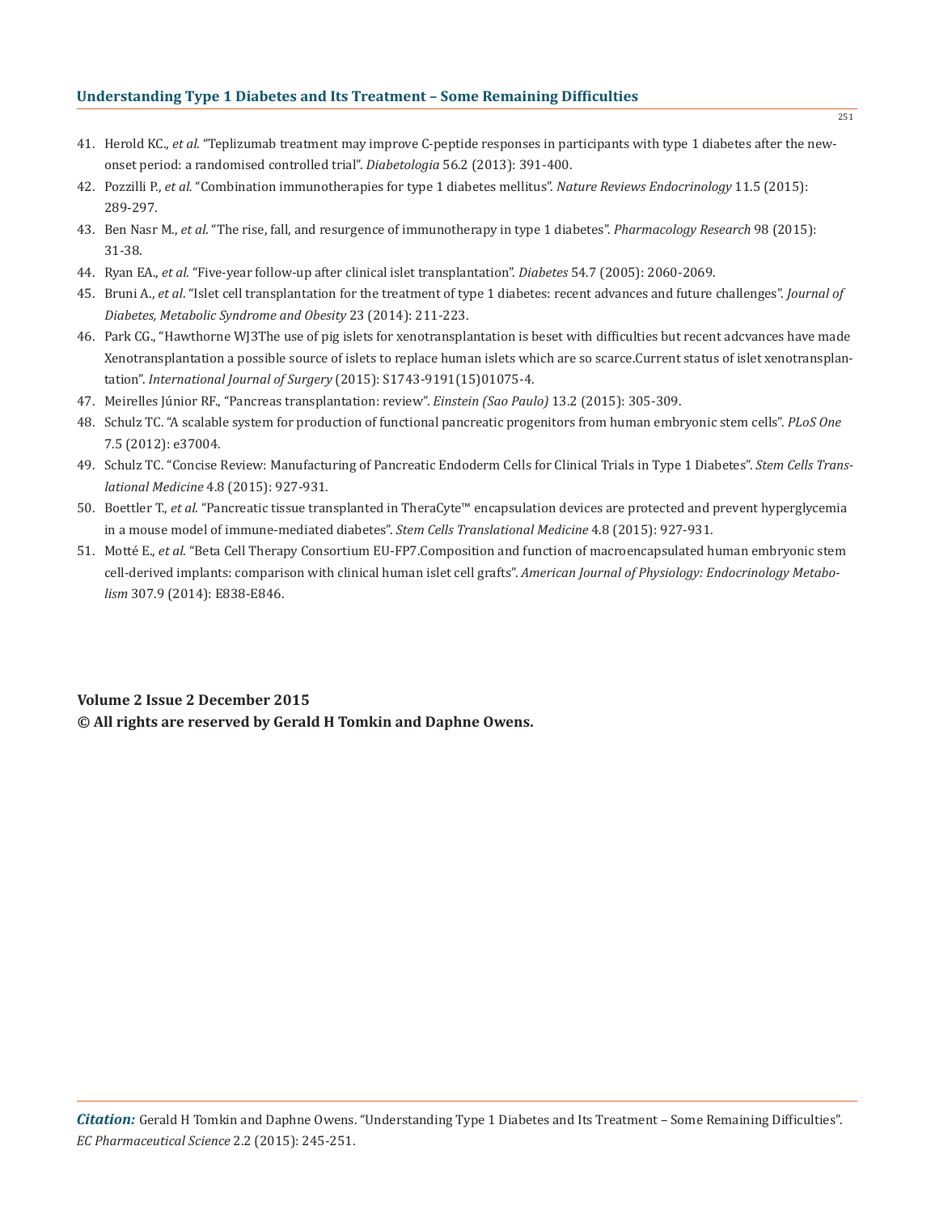41. Herold KC., *et al.* "Teplizumab treatment may improve C-peptide responses in participants with type 1 diabetes after the new-onset period: a randomised controlled trial". *Diabetologia* 56.2 (2013): 391-400.
42. Pozzilli P., *et al.* "Combination immunotherapies for type 1 diabetes mellitus". *Nature Reviews Endocrinology* 11.5 (2015): 289-297.
43. Ben Nasr M., *et al*. "The rise, fall, and resurgence of immunotherapy in type 1 diabetes". *Pharmacology Research* 98 (2015): 31-38.
44. Ryan EA., *et al*. "Five-year follow-up after clinical islet transplantation". *Diabetes* 54.7 (2005): 2060-2069.
45. Bruni A., *et al*. "Islet cell transplantation for the treatment of type 1 diabetes: recent advances and future challenges". *Journal of Diabetes, Metabolic Syndrome and Obesity* 23 (2014): 211-223.
46. Park CG., "Hawthorne WJ3The use of pig islets for xenotransplantation is beset with difficulties but recent adcvances have made Xenotransplantation a possible source of islets to replace human islets which are so scarce.Current status of islet xenotransplantation". *International Journal of Surgery* (2015): S1743-9191(15)01075-4.
47. Meirelles Júnior RF., "Pancreas transplantation: review". *Einstein (Sao Paulo)* 13.2 (2015): 305-309.
48. Schulz TC. "A scalable system for production of functional pancreatic progenitors from human embryonic stem cells". *PLoS One* 7.5 (2012): e37004.
49. Schulz TC. "Concise Review: Manufacturing of Pancreatic Endoderm Cells for Clinical Trials in Type 1 Diabetes". *Stem Cells Translational Medicine* 4.8 (2015): 927-931.
50. Boettler T., *et al*. "Pancreatic tissue transplanted in TheraCyte™ encapsulation devices are protected and prevent hyperglycemia in a mouse model of immune-mediated diabetes". *Stem Cells Translational Medicine* 4.8 (2015): 927-931.
51. Motté E., *et al*. "Beta Cell Therapy Consortium EU-FP7.Composition and function of macroencapsulated human embryonic stem cell-derived implants: comparison with clinical human islet cell grafts". *American Journal of Physiology: Endocrinology Metabolism* 307.9 (2014): E838-E846.

**Volume 2 Issue 2 December 2015**
**© All rights are reserved by Gerald H Tomkin and Daphne Owens.**